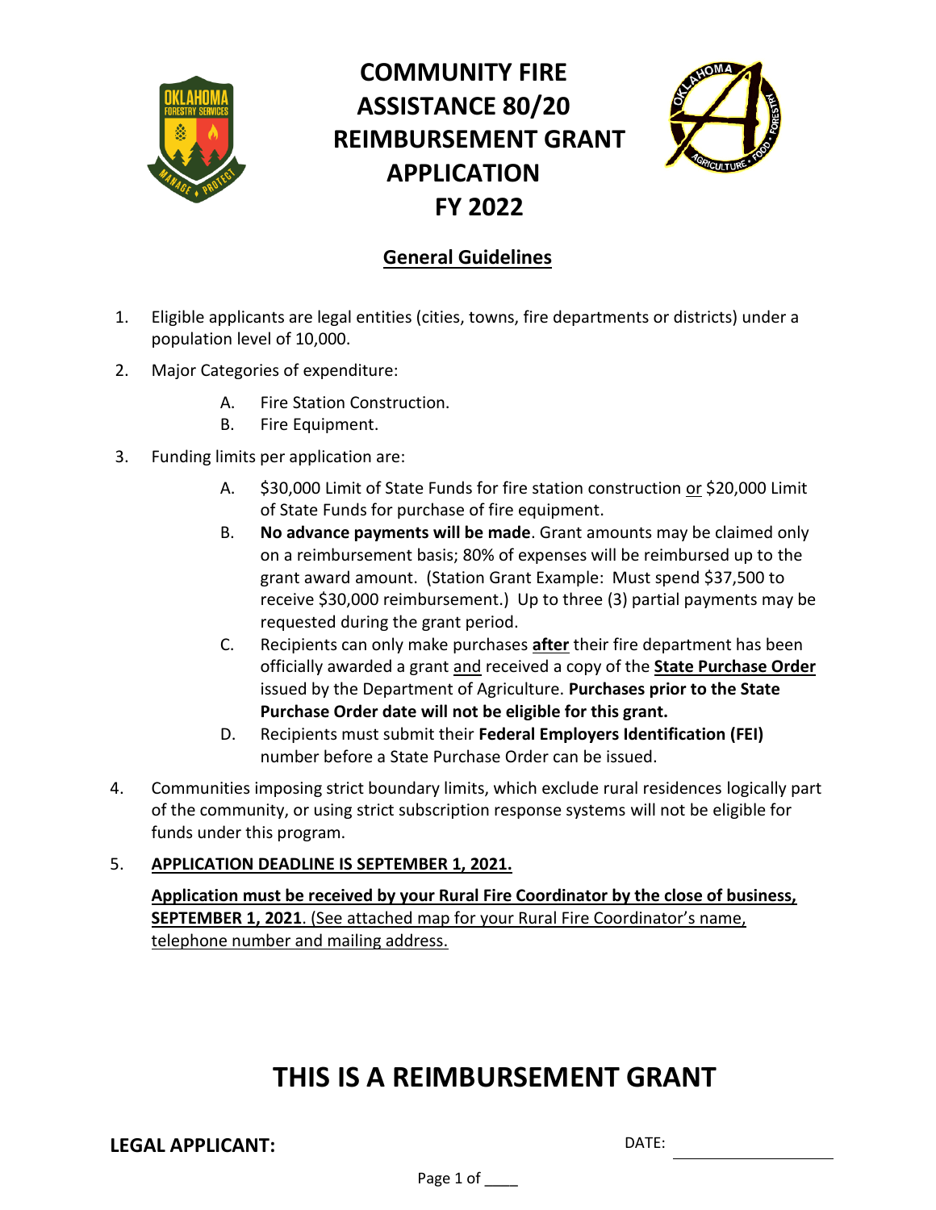# COMMUNITY FIRE ASSISTANCE 80/20 REIMBURSEMENT GRANT APPLICATION FY 2022

## General Guidelines

1. Eligible applicants are legal entities (cities, towns, fire departments or districts) under a population level of 10,000.
2. Major Categories of expenditure:
   - A. Fire Station Construction.
   - B. Fire Equipment.
3. Funding limits per application are:
   - A. $30,000 Limit of State Funds for fire station construction or $20,000 Limit of State Funds for purchase of fire equipment.
   - B. **No advance payments will be made**. Grant amounts may be claimed only on a reimbursement basis; 80% of expenses will be reimbursed up to the grant award amount. (Station Grant Example: Must spend $37,500 to receive $30,000 reimbursement.) Up to three (3) partial payments may be requested during the grant period.
   - C. Recipients can only make purchases **after** their fire department has been officially awarded a grant and received a copy of the **State Purchase Order** issued by the Department of Agriculture. **Purchases prior to the State Purchase Order date will not be eligible for this grant.**
   - D. Recipients must submit their **Federal Employers Identification (FEI)** number before a State Purchase Order can be issued.
4. Communities imposing strict boundary limits, which exclude rural residences logically part of the community, or using strict subscription response systems will not be eligible for funds under this program.
5. **APPLICATION DEADLINE IS SEPTEMBER 1, 2021.**

   **Application must be received by your Rural Fire Coordinator by the close of business, SEPTEMBER 1, 2021**. (See attached map for your Rural Fire Coordinator's name, telephone number and mailing address.

# THIS IS A REIMBURSEMENT GRANT

**LEGAL APPLICANT:**

DATE: ____________________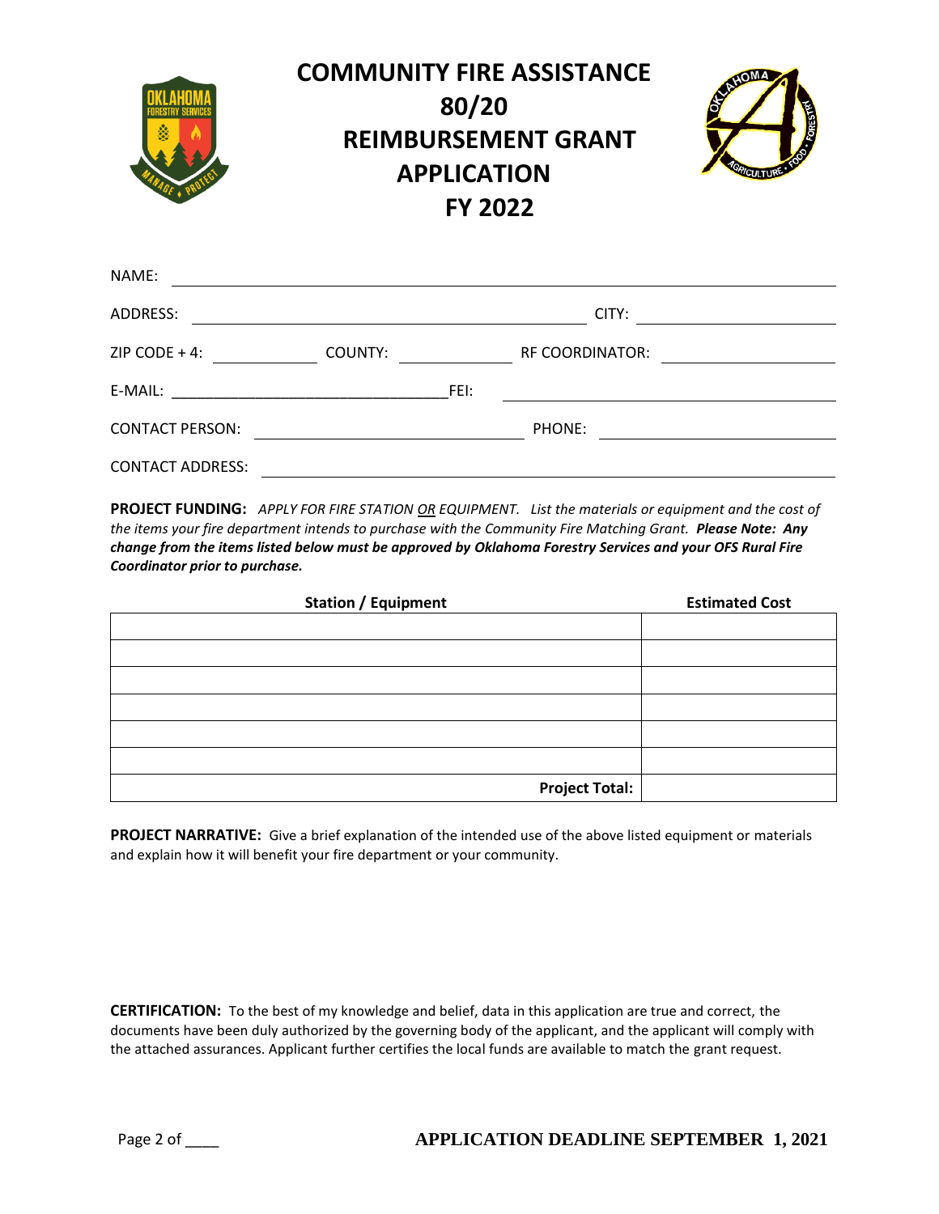# COMMUNITY FIRE ASSISTANCE 80/20 REIMBURSEMENT GRANT APPLICATION FY 2022

NAME: ______________________________________________

ADDRESS: ______________________________ CITY: ______________

ZIP CODE + 4: __________ COUNTY: __________ RF COORDINATOR: ______________

E-MAIL: ______________________________ FEI: ______________________________

CONTACT PERSON: ______________________ PHONE: ______________________

CONTACT ADDRESS: ______________________________________________

**PROJECT FUNDING:** *APPLY FOR FIRE STATION OR EQUIPMENT. List the materials or equipment and the cost of the items your fire department intends to purchase with the Community Fire Matching Grant.* ***Please Note: Any change from the items listed below must be approved by Oklahoma Forestry Services and your OFS Rural Fire Coordinator prior to purchase.***

| Station / Equipment | Estimated Cost |
|---|---|
| | |
| | |
| | |
| | |
| | |
| | |
| **Project Total:** | |

**PROJECT NARRATIVE:** Give a brief explanation of the intended use of the above listed equipment or materials and explain how it will benefit your fire department or your community.

**CERTIFICATION:** To the best of my knowledge and belief, data in this application are true and correct, the documents have been duly authorized by the governing body of the applicant, and the applicant will comply with the attached assurances. Applicant further certifies the local funds are available to match the grant request.

**APPLICATION DEADLINE SEPTEMBER 1, 2021**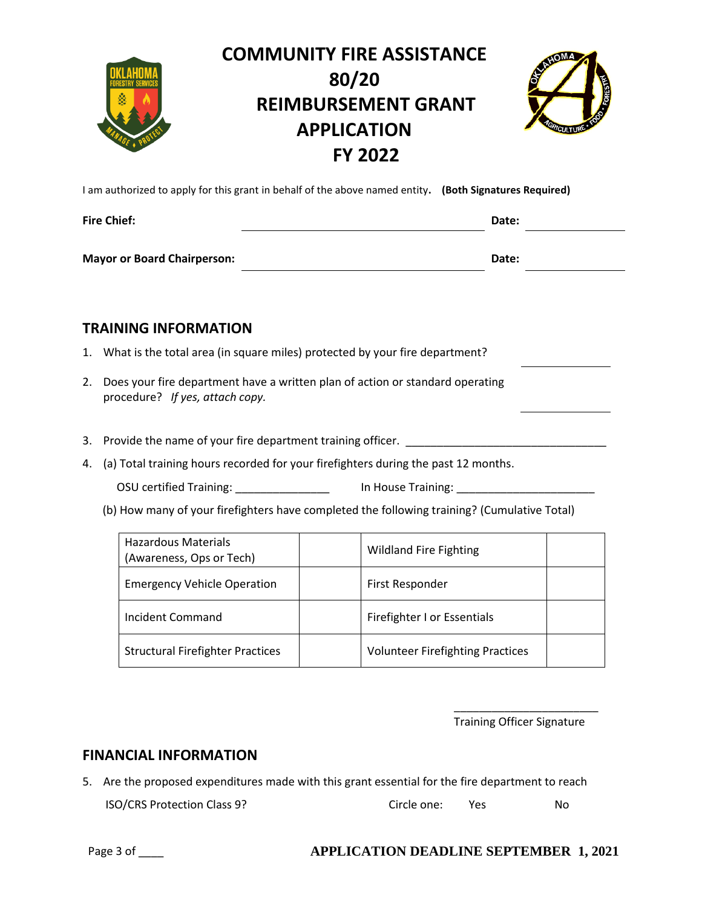# COMMUNITY FIRE ASSISTANCE 80/20 REIMBURSEMENT GRANT APPLICATION FY 2022

I am authorized to apply for this grant in behalf of the above named entity. **(Both Signatures Required)**

**Fire Chief:** ______________________________ **Date:** ____________

**Mayor or Board Chairperson:** ______________________________ **Date:** ____________

## TRAINING INFORMATION

1. What is the total area (in square miles) protected by your fire department? ____________

2. Does your fire department have a written plan of action or standard operating procedure? *If yes, attach copy.* ____________

3. Provide the name of your fire department training officer. ________________________________

4. (a) Total training hours recorded for your firefighters during the past 12 months.

   OSU certified Training: _______________ In House Training: ______________________

   (b) How many of your firefighters have completed the following training? (Cumulative Total)

| | | | |
|---|---|---|---|
| Hazardous Materials (Awareness, Ops or Tech) | | Wildland Fire Fighting | |
| Emergency Vehicle Operation | | First Responder | |
| Incident Command | | Firefighter I or Essentials | |
| Structural Firefighter Practices | | Volunteer Firefighting Practices | |

_______________________
Training Officer Signature

## FINANCIAL INFORMATION

5. Are the proposed expenditures made with this grant essential for the fire department to reach ISO/CRS Protection Class 9? Circle one: Yes No

**APPLICATION DEADLINE SEPTEMBER 1, 2021**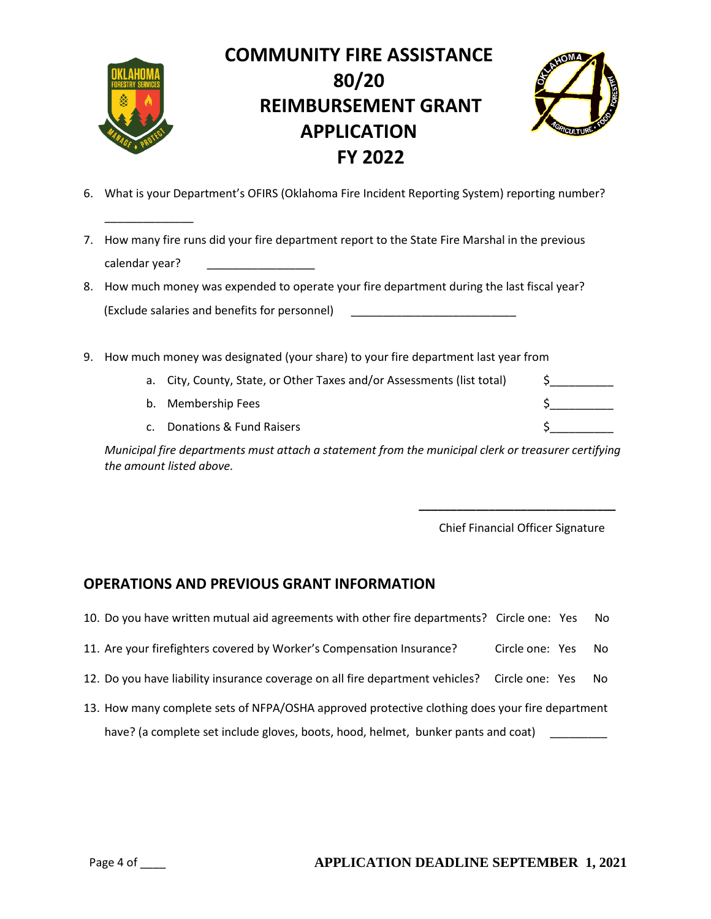# COMMUNITY FIRE ASSISTANCE 80/20 REIMBURSEMENT GRANT APPLICATION FY 2022

6. What is your Department's OFIRS (Oklahoma Fire Incident Reporting System) reporting number?

   ______________

7. How many fire runs did your fire department report to the State Fire Marshal in the previous calendar year? _________________

8. How much money was expended to operate your fire department during the last fiscal year? (Exclude salaries and benefits for personnel) __________________________

9. How much money was designated (your share) to your fire department last year from
   a. City, County, State, or Other Taxes and/or Assessments (list total) $__________
   b. Membership Fees $__________
   c. Donations & Fund Raisers $__________

   *Municipal fire departments must attach a statement from the municipal clerk or treasurer certifying the amount listed above.*

______________________________
Chief Financial Officer Signature

## OPERATIONS AND PREVIOUS GRANT INFORMATION

10. Do you have written mutual aid agreements with other fire departments? Circle one: Yes No

11. Are your firefighters covered by Worker's Compensation Insurance? Circle one: Yes No

12. Do you have liability insurance coverage on all fire department vehicles? Circle one: Yes No

13. How many complete sets of NFPA/OSHA approved protective clothing does your fire department have? (a complete set include gloves, boots, hood, helmet, bunker pants and coat) _________

**APPLICATION DEADLINE SEPTEMBER 1, 2021**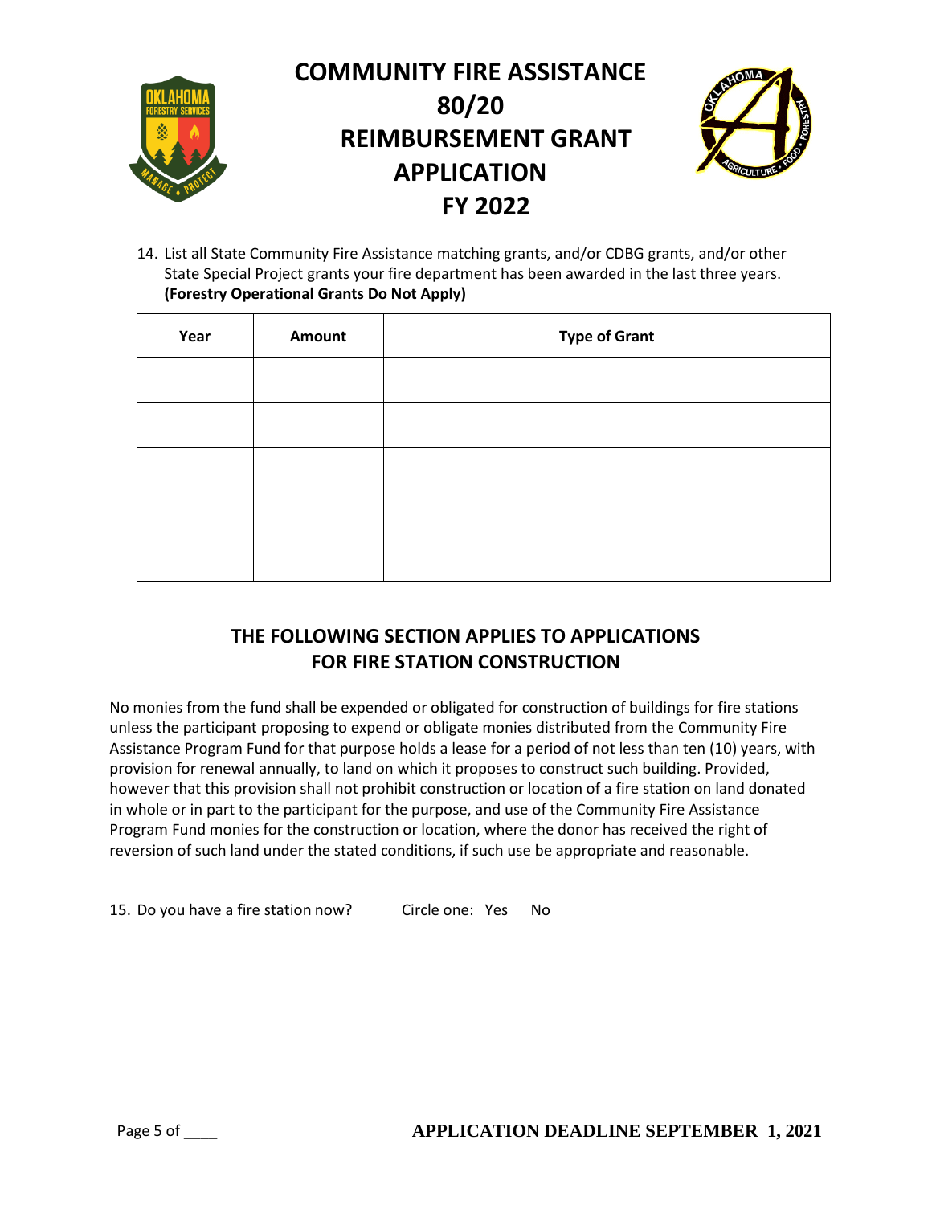# COMMUNITY FIRE ASSISTANCE 80/20 REIMBURSEMENT GRANT APPLICATION FY 2022

14. List all State Community Fire Assistance matching grants, and/or CDBG grants, and/or other State Special Project grants your fire department has been awarded in the last three years. **(Forestry Operational Grants Do Not Apply)**

| Year | Amount | Type of Grant |
| --- | --- | --- |
| | | |
| | | |
| | | |
| | | |
| | | |

## THE FOLLOWING SECTION APPLIES TO APPLICATIONS FOR FIRE STATION CONSTRUCTION

No monies from the fund shall be expended or obligated for construction of buildings for fire stations unless the participant proposing to expend or obligate monies distributed from the Community Fire Assistance Program Fund for that purpose holds a lease for a period of not less than ten (10) years, with provision for renewal annually, to land on which it proposes to construct such building. Provided, however that this provision shall not prohibit construction or location of a fire station on land donated in whole or in part to the participant for the purpose, and use of the Community Fire Assistance Program Fund monies for the construction or location, where the donor has received the right of reversion of such land under the stated conditions, if such use be appropriate and reasonable.

15. Do you have a fire station now? Circle one: Yes No

**APPLICATION DEADLINE SEPTEMBER 1, 2021**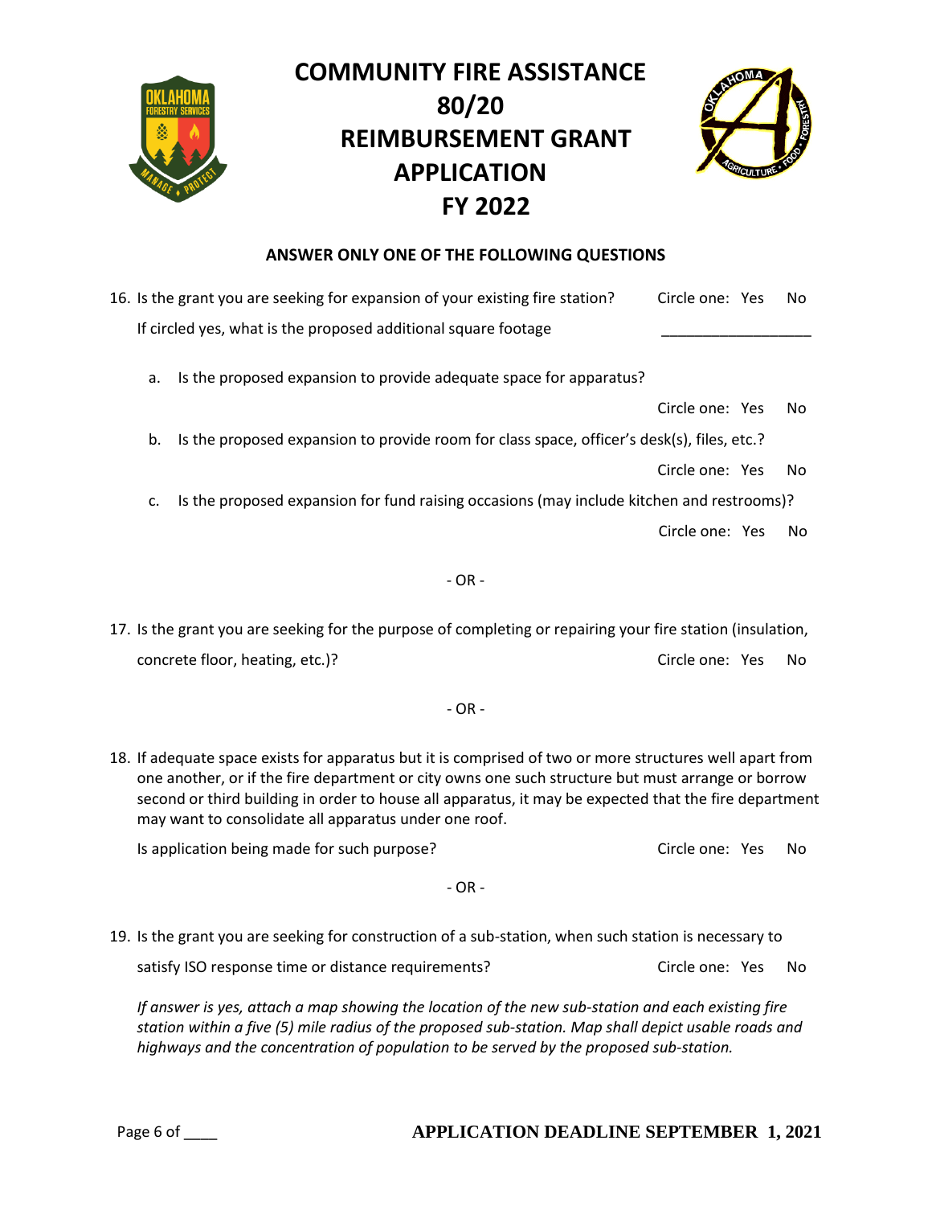# COMMUNITY FIRE ASSISTANCE 80/20 REIMBURSEMENT GRANT APPLICATION FY 2022

**ANSWER ONLY ONE OF THE FOLLOWING QUESTIONS**

16. Is the grant you are seeking for expansion of your existing fire station? Circle one: Yes No

    If circled yes, what is the proposed additional square footage ___________________

    a. Is the proposed expansion to provide adequate space for apparatus?

       Circle one: Yes No

    b. Is the proposed expansion to provide room for class space, officer's desk(s), files, etc.?

       Circle one: Yes No

    c. Is the proposed expansion for fund raising occasions (may include kitchen and restrooms)?

       Circle one: Yes No

- OR -

17. Is the grant you are seeking for the purpose of completing or repairing your fire station (insulation, concrete floor, heating, etc.)? Circle one: Yes No

- OR -

18. If adequate space exists for apparatus but it is comprised of two or more structures well apart from one another, or if the fire department or city owns one such structure but must arrange or borrow second or third building in order to house all apparatus, it may be expected that the fire department may want to consolidate all apparatus under one roof.

    Is application being made for such purpose? Circle one: Yes No

- OR -

19. Is the grant you are seeking for construction of a sub-station, when such station is necessary to satisfy ISO response time or distance requirements? Circle one: Yes No

    *If answer is yes, attach a map showing the location of the new sub-station and each existing fire station within a five (5) mile radius of the proposed sub-station. Map shall depict usable roads and highways and the concentration of population to be served by the proposed sub-station.*

**APPLICATION DEADLINE SEPTEMBER 1, 2021**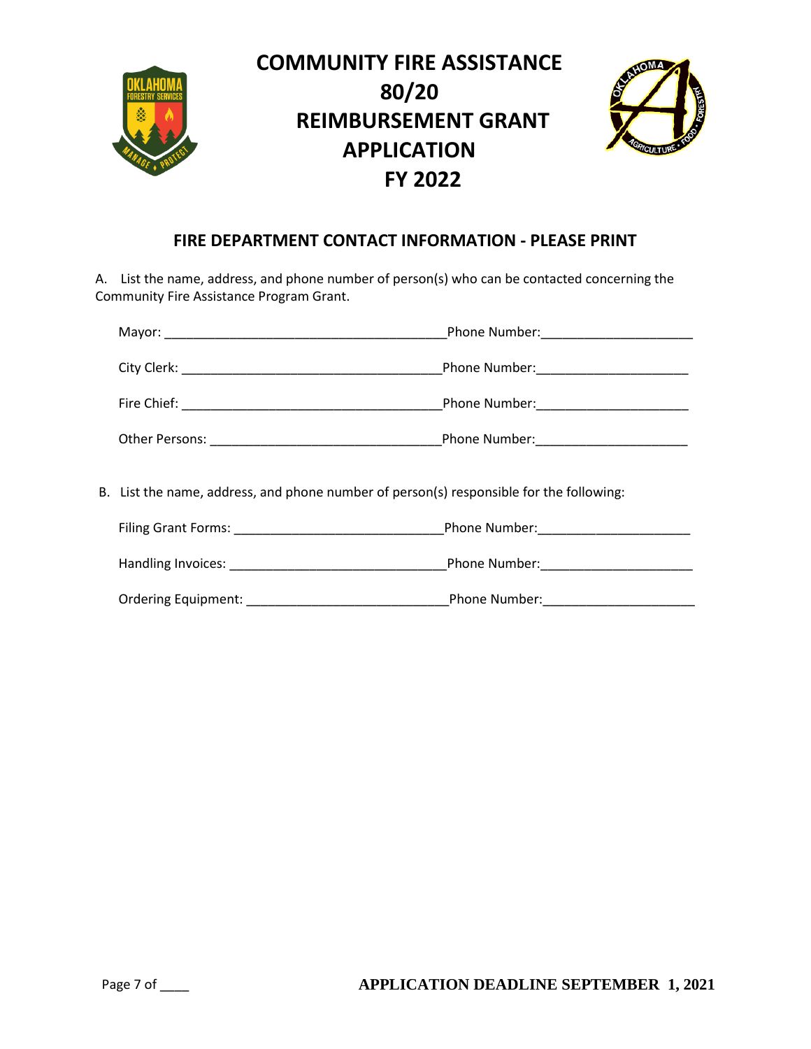# COMMUNITY FIRE ASSISTANCE 80/20 REIMBURSEMENT GRANT APPLICATION FY 2022

## FIRE DEPARTMENT CONTACT INFORMATION - PLEASE PRINT

A. List the name, address, and phone number of person(s) who can be contacted concerning the Community Fire Assistance Program Grant.

Mayor: ______________________________________Phone Number:____________________

City Clerk: ___________________________________Phone Number:____________________

Fire Chief: ___________________________________Phone Number:____________________

Other Persons: ________________________________Phone Number:____________________

B. List the name, address, and phone number of person(s) responsible for the following:

Filing Grant Forms: ____________________________Phone Number:____________________

Handling Invoices: _____________________________Phone Number:____________________

Ordering Equipment: ___________________________Phone Number:____________________

**APPLICATION DEADLINE SEPTEMBER 1, 2021**